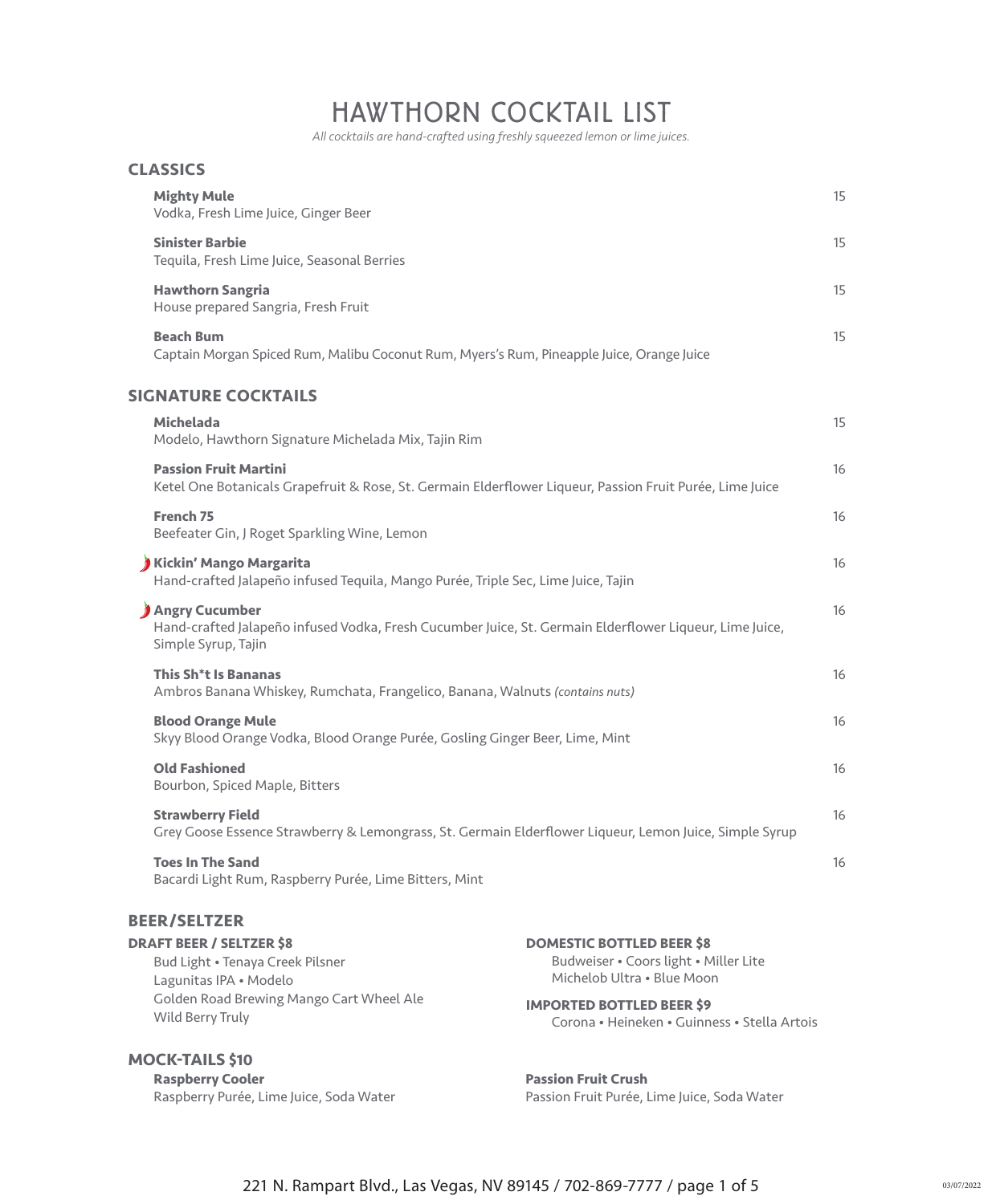# HAWTHORN COCKTAIL LIST

*All cocktails are hand-crafted using freshly squeezed lemon or lime juices.*

## CLASSICS

**Mighty Mule** 15
Vodka, Fresh Lime Juice, Ginger Beer

**Sinister Barbie** 15
Tequila, Fresh Lime Juice, Seasonal Berries

**Hawthorn Sangria** 15
House prepared Sangria, Fresh Fruit

**Beach Bum** 15
Captain Morgan Spiced Rum, Malibu Coconut Rum, Myers's Rum, Pineapple Juice, Orange Juice

## SIGNATURE COCKTAILS

**Michelada** 15
Modelo, Hawthorn Signature Michelada Mix, Tajin Rim

**Passion Fruit Martini** 16
Ketel One Botanicals Grapefruit & Rose, St. Germain Elderflower Liqueur, Passion Fruit Purée, Lime Juice

**French 75** 16
Beefeater Gin, J Roget Sparkling Wine, Lemon

🌶 **Kickin' Mango Margarita** 16
Hand-crafted Jalapeño infused Tequila, Mango Purée, Triple Sec, Lime Juice, Tajin

🌶 **Angry Cucumber** 16
Hand-crafted Jalapeño infused Vodka, Fresh Cucumber Juice, St. Germain Elderflower Liqueur, Lime Juice, Simple Syrup, Tajin

**This Sh*t Is Bananas** 16
Ambros Banana Whiskey, Rumchata, Frangelico, Banana, Walnuts *(contains nuts)*

**Blood Orange Mule** 16
Skyy Blood Orange Vodka, Blood Orange Purée, Gosling Ginger Beer, Lime, Mint

**Old Fashioned** 16
Bourbon, Spiced Maple, Bitters

**Strawberry Field** 16
Grey Goose Essence Strawberry & Lemongrass, St. Germain Elderflower Liqueur, Lemon Juice, Simple Syrup

**Toes In The Sand** 16
Bacardi Light Rum, Raspberry Purée, Lime Bitters, Mint

## BEER/SELTZER

### DRAFT BEER / SELTZER $8

Bud Light • Tenaya Creek Pilsner
Lagunitas IPA • Modelo
Golden Road Brewing Mango Cart Wheel Ale
Wild Berry Truly

### DOMESTIC BOTTLED BEER $8

Budweiser • Coors light • Miller Lite
Michelob Ultra • Blue Moon

### IMPORTED BOTTLED BEER $9

Corona • Heineken • Guinness • Stella Artois

## MOCK-TAILS $10

**Raspberry Cooler**
Raspberry Purée, Lime Juice, Soda Water

**Passion Fruit Crush**
Passion Fruit Purée, Lime Juice, Soda Water

221 N. Rampart Blvd., Las Vegas, NV 89145 / 702-869-7777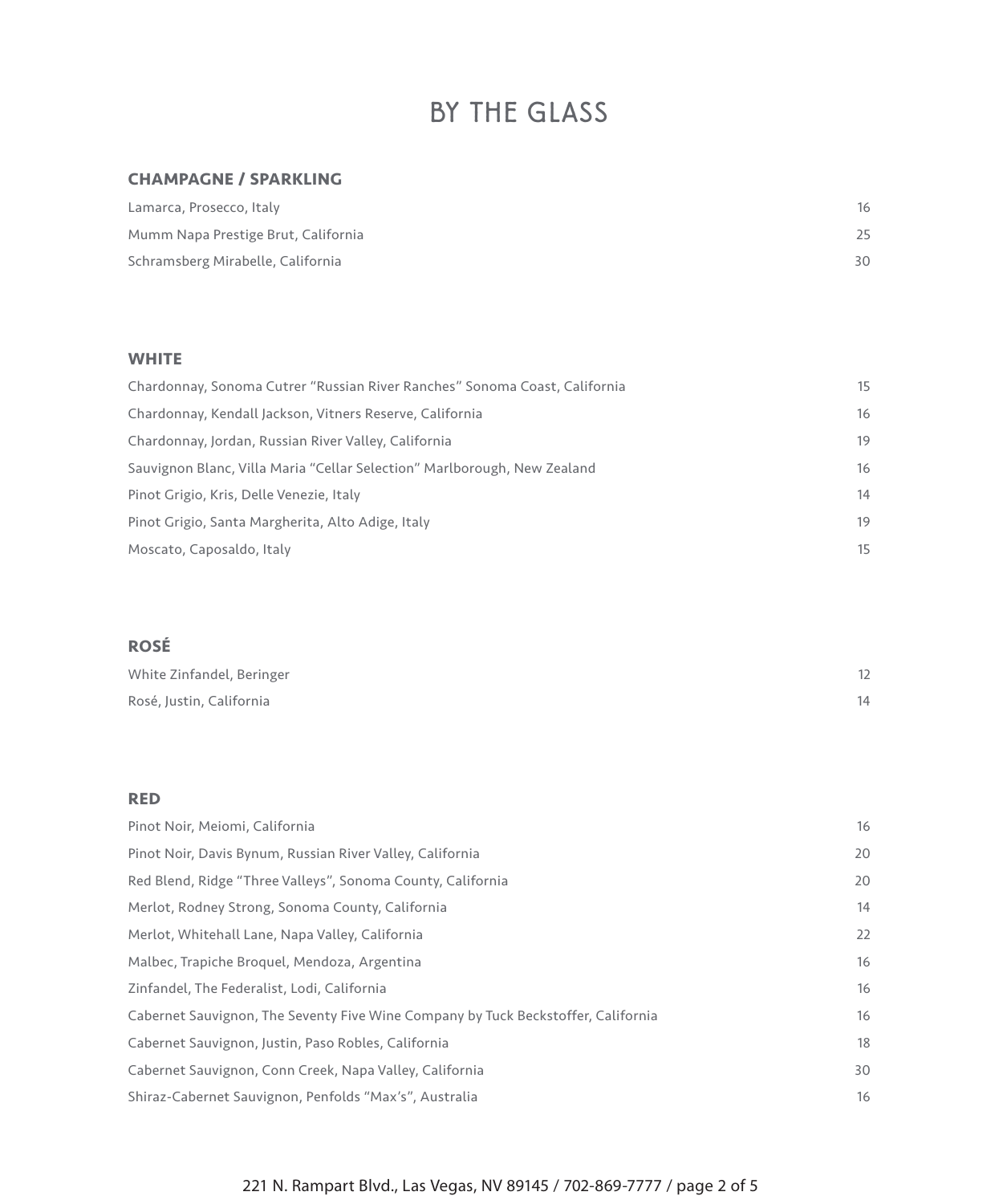# BY THE GLASS

## CHAMPAGNE / SPARKLING

| | |
|---|---|
| Lamarca, Prosecco, Italy | 16 |
| Mumm Napa Prestige Brut, California | 25 |
| Schramsberg Mirabelle, California | 30 |

## WHITE

| | |
|---|---|
| Chardonnay, Sonoma Cutrer "Russian River Ranches" Sonoma Coast, California | 15 |
| Chardonnay, Kendall Jackson, Vitners Reserve, California | 16 |
| Chardonnay, Jordan, Russian River Valley, California | 19 |
| Sauvignon Blanc, Villa Maria "Cellar Selection" Marlborough, New Zealand | 16 |
| Pinot Grigio, Kris, Delle Venezie, Italy | 14 |
| Pinot Grigio, Santa Margherita, Alto Adige, Italy | 19 |
| Moscato, Caposaldo, Italy | 15 |

## ROSÉ

| | |
|---|---|
| White Zinfandel, Beringer | 12 |
| Rosé, Justin, California | 14 |

## RED

| | |
|---|---|
| Pinot Noir, Meiomi, California | 16 |
| Pinot Noir, Davis Bynum, Russian River Valley, California | 20 |
| Red Blend, Ridge "Three Valleys", Sonoma County, California | 20 |
| Merlot, Rodney Strong, Sonoma County, California | 14 |
| Merlot, Whitehall Lane, Napa Valley, California | 22 |
| Malbec, Trapiche Broquel, Mendoza, Argentina | 16 |
| Zinfandel, The Federalist, Lodi, California | 16 |
| Cabernet Sauvignon, The Seventy Five Wine Company by Tuck Beckstoffer, California | 16 |
| Cabernet Sauvignon, Justin, Paso Robles, California | 18 |
| Cabernet Sauvignon, Conn Creek, Napa Valley, California | 30 |
| Shiraz-Cabernet Sauvignon, Penfolds "Max's", Australia | 16 |

221 N. Rampart Blvd., Las Vegas, NV 89145 / 702-869-7777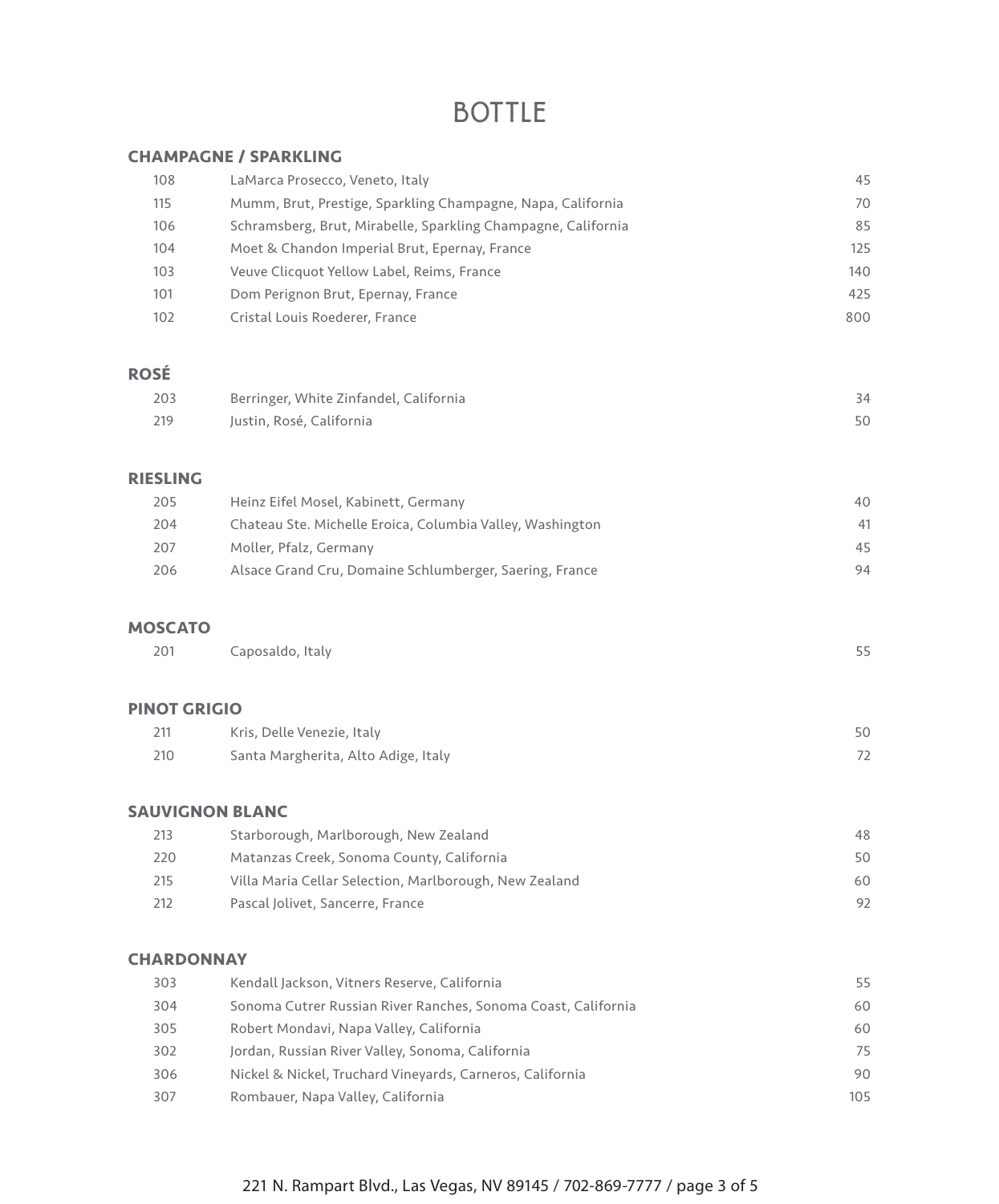# BOTTLE

## CHAMPAGNE / SPARKLING

| | | |
|---|---|---|
| 108 | LaMarca Prosecco, Veneto, Italy | 45 |
| 115 | Mumm, Brut, Prestige, Sparkling Champagne, Napa, California | 70 |
| 106 | Schramsberg, Brut, Mirabelle, Sparkling Champagne, California | 85 |
| 104 | Moet & Chandon Imperial Brut, Epernay, France | 125 |
| 103 | Veuve Clicquot Yellow Label, Reims, France | 140 |
| 101 | Dom Perignon Brut, Epernay, France | 425 |
| 102 | Cristal Louis Roederer, France | 800 |

## ROSÉ

| | | |
|---|---|---|
| 203 | Berringer, White Zinfandel, California | 34 |
| 219 | Justin, Rosé, California | 50 |

## RIESLING

| | | |
|---|---|---|
| 205 | Heinz Eifel Mosel, Kabinett, Germany | 40 |
| 204 | Chateau Ste. Michelle Eroica, Columbia Valley, Washington | 41 |
| 207 | Moller, Pfalz, Germany | 45 |
| 206 | Alsace Grand Cru, Domaine Schlumberger, Saering, France | 94 |

## MOSCATO

| | | |
|---|---|---|
| 201 | Caposaldo, Italy | 55 |

## PINOT GRIGIO

| | | |
|---|---|---|
| 211 | Kris, Delle Venezie, Italy | 50 |
| 210 | Santa Margherita, Alto Adige, Italy | 72 |

## SAUVIGNON BLANC

| | | |
|---|---|---|
| 213 | Starborough, Marlborough, New Zealand | 48 |
| 220 | Matanzas Creek, Sonoma County, California | 50 |
| 215 | Villa Maria Cellar Selection, Marlborough, New Zealand | 60 |
| 212 | Pascal Jolivet, Sancerre, France | 92 |

## CHARDONNAY

| | | |
|---|---|---|
| 303 | Kendall Jackson, Vitners Reserve, California | 55 |
| 304 | Sonoma Cutrer Russian River Ranches, Sonoma Coast, California | 60 |
| 305 | Robert Mondavi, Napa Valley, California | 60 |
| 302 | Jordan, Russian River Valley, Sonoma, California | 75 |
| 306 | Nickel & Nickel, Truchard Vineyards, Carneros, California | 90 |
| 307 | Rombauer, Napa Valley, California | 105 |

221 N. Rampart Blvd., Las Vegas, NV 89145 / 702-869-7777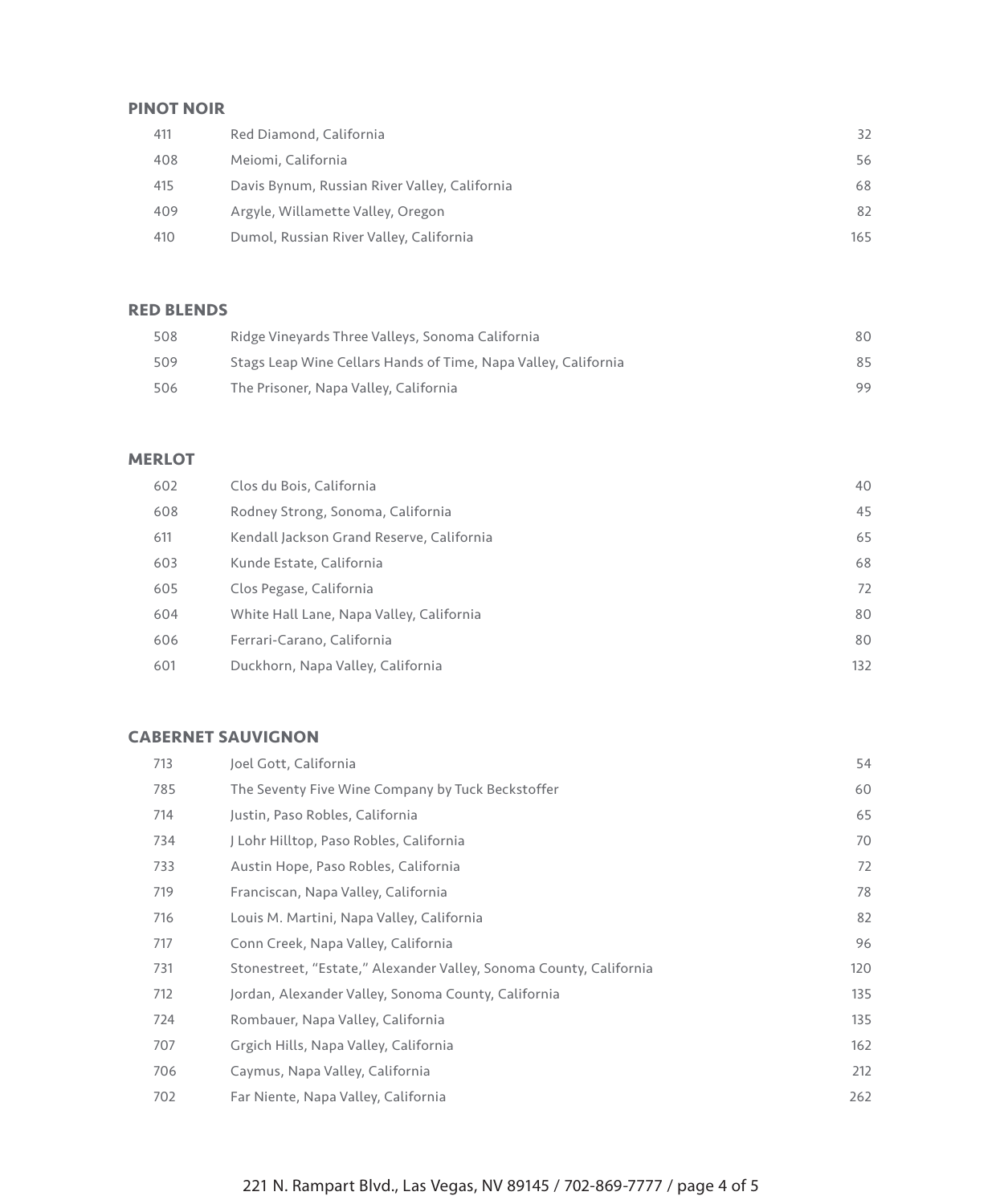## PINOT NOIR

| | | |
|---|---|---|
| 411 | Red Diamond, California | 32 |
| 408 | Meiomi, California | 56 |
| 415 | Davis Bynum, Russian River Valley, California | 68 |
| 409 | Argyle, Willamette Valley, Oregon | 82 |
| 410 | Dumol, Russian River Valley, California | 165 |

## RED BLENDS

| | | |
|---|---|---|
| 508 | Ridge Vineyards Three Valleys, Sonoma California | 80 |
| 509 | Stags Leap Wine Cellars Hands of Time, Napa Valley, California | 85 |
| 506 | The Prisoner, Napa Valley, California | 99 |

## MERLOT

| | | |
|---|---|---|
| 602 | Clos du Bois, California | 40 |
| 608 | Rodney Strong, Sonoma, California | 45 |
| 611 | Kendall Jackson Grand Reserve, California | 65 |
| 603 | Kunde Estate, California | 68 |
| 605 | Clos Pegase, California | 72 |
| 604 | White Hall Lane, Napa Valley, California | 80 |
| 606 | Ferrari-Carano, California | 80 |
| 601 | Duckhorn, Napa Valley, California | 132 |

## CABERNET SAUVIGNON

| | | |
|---|---|---|
| 713 | Joel Gott, California | 54 |
| 785 | The Seventy Five Wine Company by Tuck Beckstoffer | 60 |
| 714 | Justin, Paso Robles, California | 65 |
| 734 | J Lohr Hilltop, Paso Robles, California | 70 |
| 733 | Austin Hope, Paso Robles, California | 72 |
| 719 | Franciscan, Napa Valley, California | 78 |
| 716 | Louis M. Martini, Napa Valley, California | 82 |
| 717 | Conn Creek, Napa Valley, California | 96 |
| 731 | Stonestreet, "Estate," Alexander Valley, Sonoma County, California | 120 |
| 712 | Jordan, Alexander Valley, Sonoma County, California | 135 |
| 724 | Rombauer, Napa Valley, California | 135 |
| 707 | Grgich Hills, Napa Valley, California | 162 |
| 706 | Caymus, Napa Valley, California | 212 |
| 702 | Far Niente, Napa Valley, California | 262 |

221 N. Rampart Blvd., Las Vegas, NV 89145 / 702-869-7777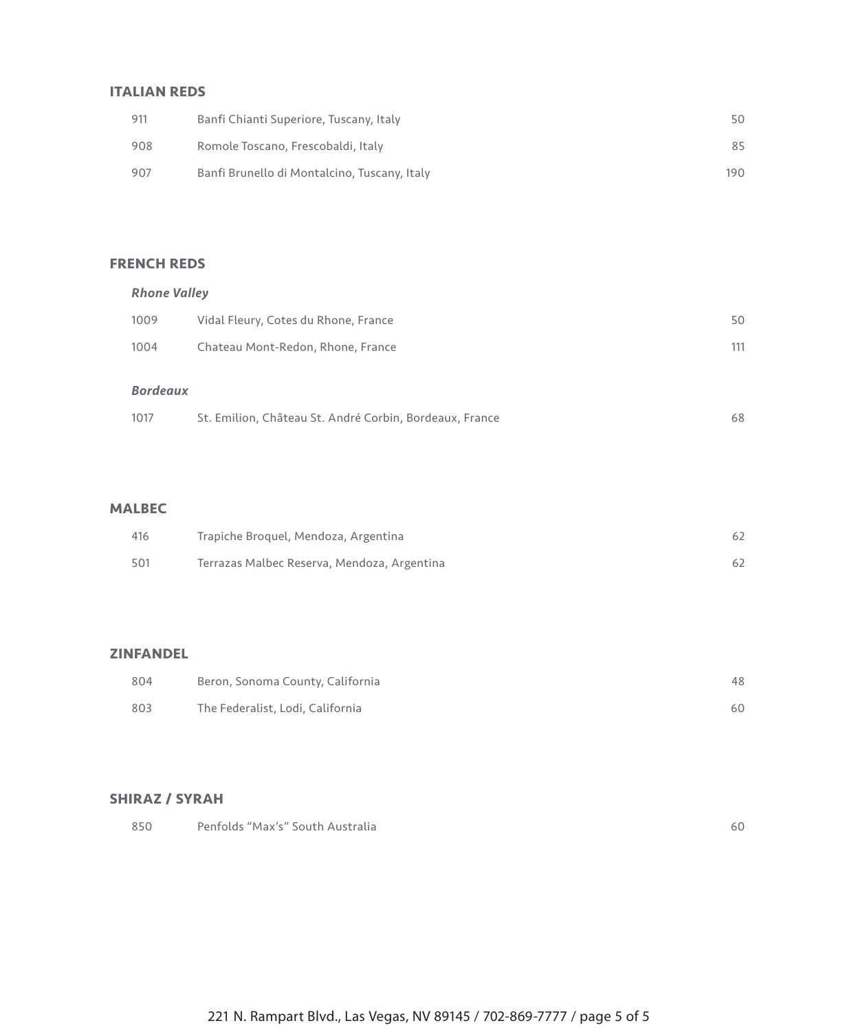## ITALIAN REDS

| | | |
|---|---|---|
| 911 | Banfi Chianti Superiore, Tuscany, Italy | 50 |
| 908 | Romole Toscano, Frescobaldi, Italy | 85 |
| 907 | Banfi Brunello di Montalcino, Tuscany, Italy | 190 |

## FRENCH REDS

### *Rhone Valley*

| | | |
|---|---|---|
| 1009 | Vidal Fleury, Cotes du Rhone, France | 50 |
| 1004 | Chateau Mont-Redon, Rhone, France | 111 |

### *Bordeaux*

| | | |
|---|---|---|
| 1017 | St. Emilion, Château St. André Corbin, Bordeaux, France | 68 |

## MALBEC

| | | |
|---|---|---|
| 416 | Trapiche Broquel, Mendoza, Argentina | 62 |
| 501 | Terrazas Malbec Reserva, Mendoza, Argentina | 62 |

## ZINFANDEL

| | | |
|---|---|---|
| 804 | Beron, Sonoma County, California | 48 |
| 803 | The Federalist, Lodi, California | 60 |

## SHIRAZ / SYRAH

| | | |
|---|---|---|
| 850 | Penfolds "Max's" South Australia | 60 |

221 N. Rampart Blvd., Las Vegas, NV 89145 / 702-869-7777